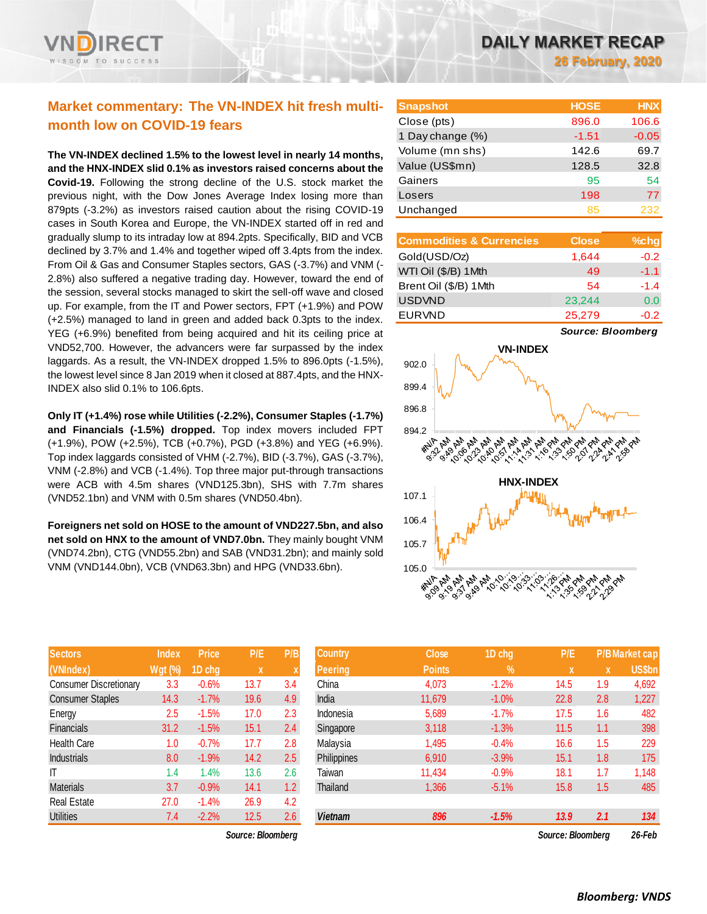# DAILY MARKET RECAP

**26 February, 2020**

## Market commentary: The VN-INDEX hit fresh multi-month low on COVID-19 fears

**The VN-INDEX declined 1.5% to the lowest level in nearly 14 months, and the HNX-INDEX slid 0.1% as investors raised concerns about the Covid-19.** Following the strong decline of the U.S. stock market the previous night, with the Dow Jones Average Index losing more than 879pts (-3.2%) as investors raised caution about the rising COVID-19 cases in South Korea and Europe, the VN-INDEX started off in red and gradually slump to its intraday low at 894.2pts. Specifically, BID and VCB declined by 3.7% and 1.4% and together wiped off 3.4pts from the index. From Oil & Gas and Consumer Staples sectors, GAS (-3.7%) and VNM (-2.8%) also suffered a negative trading day. However, toward the end of the session, several stocks managed to skirt the sell-off wave and closed up. For example, from the IT and Power sectors, FPT (+1.9%) and POW (+2.5%) managed to land in green and added back 0.3pts to the index. YEG (+6.9%) benefited from being acquired and hit its ceiling price at VND52,700. However, the advancers were far surpassed by the index laggards. As a result, the VN-INDEX dropped 1.5% to 896.0pts (-1.5%), the lowest level since 8 Jan 2019 when it closed at 887.4pts, and the HNX-INDEX also slid 0.1% to 106.6pts.

**Only IT (+1.4%) rose while Utilities (-2.2%), Consumer Staples (-1.7%) and Financials (-1.5%) dropped.** Top index movers included FPT (+1.9%), POW (+2.5%), TCB (+0.7%), PGD (+3.8%) and YEG (+6.9%). Top index laggards consisted of VHM (-2.7%), BID (-3.7%), GAS (-3.7%), VNM (-2.8%) and VCB (-1.4%). Top three major put-through transactions were ACB with 4.5m shares (VND125.3bn), SHS with 7.7m shares (VND52.1bn) and VNM with 0.5m shares (VND50.4bn).

**Foreigners net sold on HOSE to the amount of VND227.5bn, and also net sold on HNX to the amount of VND7.0bn.** They mainly bought VNM (VND74.2bn), CTG (VND55.2bn) and SAB (VND31.2bn); and mainly sold VNM (VND144.0bn), VCB (VND63.3bn) and HPG (VND33.6bn).

| Snapshot | HOSE | HNX |
|---|---|---|
| Close (pts) | 896.0 | 106.6 |
| 1 Day change (%) | -1.51 | -0.05 |
| Volume (mn shs) | 142.6 | 69.7 |
| Value (US$mn) | 128.5 | 32.8 |
| Gainers | 95 | 54 |
| Losers | 198 | 77 |
| Unchanged | 85 | 232 |

| Commodities & Currencies | Close | %chg |
|---|---|---|
| Gold(USD/Oz) | 1,644 | -0.2 |
| WTI Oil ($/B) 1Mth | 49 | -1.1 |
| Brent Oil ($/B) 1Mth | 54 | -1.4 |
| USDVND | 23,244 | 0.0 |
| EURVND | 25,279 | -0.2 |

*Source: Bloomberg*

VN-INDEX

902.0, 899.4, 896.8, 894.2

#N/A, 9:32 AM, 9:49 AM, 10:06 AM, 10:23 AM, 10:40 AM, 10:57 AM, 11:14 AM, 11:31 AM, 1:16 PM, 1:33 PM, 1:50 PM, 2:07 PM, 2:24 PM, 2:41 PM, 2:58 PM

HNX-INDEX

107.1, 106.4, 105.7, 105.0

#N/A, 9:09 AM, 9:19 AM, 9:37 AM, 9:49 AM, 10:10..., 10:19..., 10:33..., 11:03..., 11:26..., 1:13 PM, 1:35 PM, 1:59 PM, 2:21 PM, 2:29 PM

| Sectors (VNIndex) | Index Wgt (%) | Price 1D chg | P/E x | P/B x |
|---|---|---|---|---|
| Consumer Discretionary | 3.3 | -0.6% | 13.7 | 3.4 |
| Consumer Staples | 14.3 | -1.7% | 19.6 | 4.9 |
| Energy | 2.5 | -1.5% | 17.0 | 2.3 |
| Financials | 31.2 | -1.5% | 15.1 | 2.4 |
| Health Care | 1.0 | -0.7% | 17.7 | 2.8 |
| Industrials | 8.0 | -1.9% | 14.2 | 2.5 |
| IT | 1.4 | 1.4% | 13.6 | 2.6 |
| Materials | 3.7 | -0.9% | 14.1 | 1.2 |
| Real Estate | 27.0 | -1.4% | 26.9 | 4.2 |
| Utilities | 7.4 | -2.2% | 12.5 | 2.6 |

*Source: Bloomberg*

| Country Peering | Close Points | 1D chg % | P/E x | P/B x | Market cap US$bn |
|---|---|---|---|---|---|
| China | 4,073 | -1.2% | 14.5 | 1.9 | 4,692 |
| India | 11,679 | -1.0% | 22.8 | 2.8 | 1,227 |
| Indonesia | 5,689 | -1.7% | 17.5 | 1.6 | 482 |
| Singapore | 3,118 | -1.3% | 11.5 | 1.1 | 398 |
| Malaysia | 1,495 | -0.4% | 16.6 | 1.5 | 229 |
| Philippines | 6,910 | -3.9% | 15.1 | 1.8 | 175 |
| Taiwan | 11,434 | -0.9% | 18.1 | 1.7 | 1,148 |
| Thailand | 1,366 | -5.1% | 15.8 | 1.5 | 485 |
| ***Vietnam*** | ***896*** | ***-1.5%*** | ***13.9*** | ***2.1*** | ***134*** |

*Source: Bloomberg* *26-Feb*

***Bloomberg: VNDS***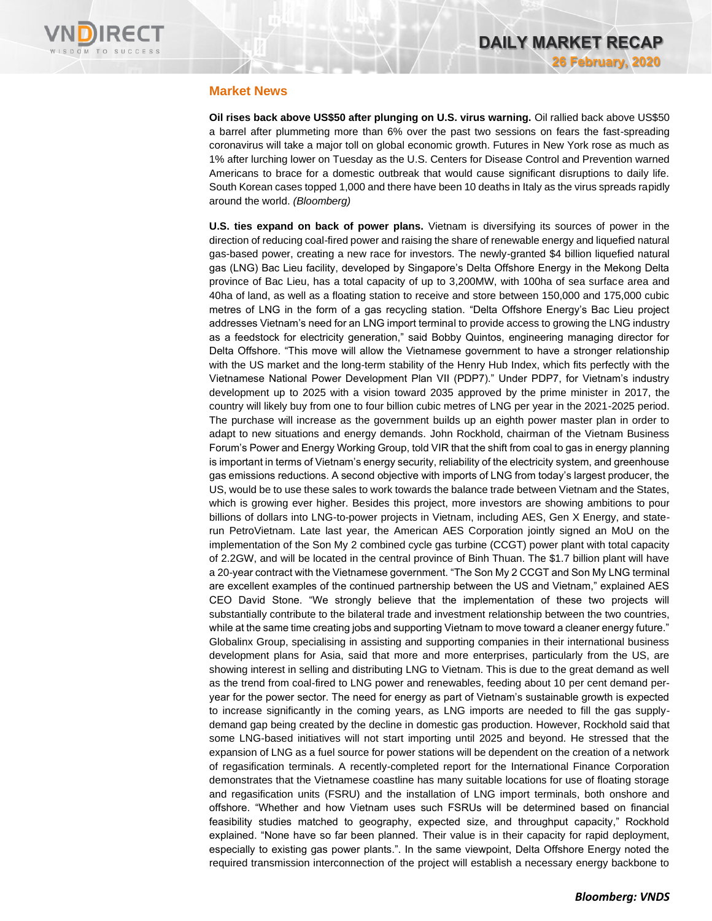## Market News

**Oil rises back above US$50 after plunging on U.S. virus warning.** Oil rallied back above US$50 a barrel after plummeting more than 6% over the past two sessions on fears the fast-spreading coronavirus will take a major toll on global economic growth. Futures in New York rose as much as 1% after lurching lower on Tuesday as the U.S. Centers for Disease Control and Prevention warned Americans to brace for a domestic outbreak that would cause significant disruptions to daily life. South Korean cases topped 1,000 and there have been 10 deaths in Italy as the virus spreads rapidly around the world. *(Bloomberg)*

**U.S. ties expand on back of power plans.** Vietnam is diversifying its sources of power in the direction of reducing coal-fired power and raising the share of renewable energy and liquefied natural gas-based power, creating a new race for investors. The newly-granted $4 billion liquefied natural gas (LNG) Bac Lieu facility, developed by Singapore's Delta Offshore Energy in the Mekong Delta province of Bac Lieu, has a total capacity of up to 3,200MW, with 100ha of sea surface area and 40ha of land, as well as a floating station to receive and store between 150,000 and 175,000 cubic metres of LNG in the form of a gas recycling station. "Delta Offshore Energy's Bac Lieu project addresses Vietnam's need for an LNG import terminal to provide access to growing the LNG industry as a feedstock for electricity generation," said Bobby Quintos, engineering managing director for Delta Offshore. "This move will allow the Vietnamese government to have a stronger relationship with the US market and the long-term stability of the Henry Hub Index, which fits perfectly with the Vietnamese National Power Development Plan VII (PDP7)." Under PDP7, for Vietnam's industry development up to 2025 with a vision toward 2035 approved by the prime minister in 2017, the country will likely buy from one to four billion cubic metres of LNG per year in the 2021-2025 period. The purchase will increase as the government builds up an eighth power master plan in order to adapt to new situations and energy demands. John Rockhold, chairman of the Vietnam Business Forum's Power and Energy Working Group, told VIR that the shift from coal to gas in energy planning is important in terms of Vietnam's energy security, reliability of the electricity system, and greenhouse gas emissions reductions. A second objective with imports of LNG from today's largest producer, the US, would be to use these sales to work towards the balance trade between Vietnam and the States, which is growing ever higher. Besides this project, more investors are showing ambitions to pour billions of dollars into LNG-to-power projects in Vietnam, including AES, Gen X Energy, and state-run PetroVietnam. Late last year, the American AES Corporation jointly signed an MoU on the implementation of the Son My 2 combined cycle gas turbine (CCGT) power plant with total capacity of 2.2GW, and will be located in the central province of Binh Thuan. The $1.7 billion plant will have a 20-year contract with the Vietnamese government. "The Son My 2 CCGT and Son My LNG terminal are excellent examples of the continued partnership between the US and Vietnam," explained AES CEO David Stone. "We strongly believe that the implementation of these two projects will substantially contribute to the bilateral trade and investment relationship between the two countries, while at the same time creating jobs and supporting Vietnam to move toward a cleaner energy future." Globalinx Group, specialising in assisting and supporting companies in their international business development plans for Asia, said that more and more enterprises, particularly from the US, are showing interest in selling and distributing LNG to Vietnam. This is due to the great demand as well as the trend from coal-fired to LNG power and renewables, feeding about 10 per cent demand per-year for the power sector. The need for energy as part of Vietnam's sustainable growth is expected to increase significantly in the coming years, as LNG imports are needed to fill the gas supply-demand gap being created by the decline in domestic gas production. However, Rockhold said that some LNG-based initiatives will not start importing until 2025 and beyond. He stressed that the expansion of LNG as a fuel source for power stations will be dependent on the creation of a network of regasification terminals. A recently-completed report for the International Finance Corporation demonstrates that the Vietnamese coastline has many suitable locations for use of floating storage and regasification units (FSRU) and the installation of LNG import terminals, both onshore and offshore. "Whether and how Vietnam uses such FSRUs will be determined based on financial feasibility studies matched to geography, expected size, and throughput capacity," Rockhold explained. "None have so far been planned. Their value is in their capacity for rapid deployment, especially to existing gas power plants.". In the same viewpoint, Delta Offshore Energy noted the required transmission interconnection of the project will establish a necessary energy backbone to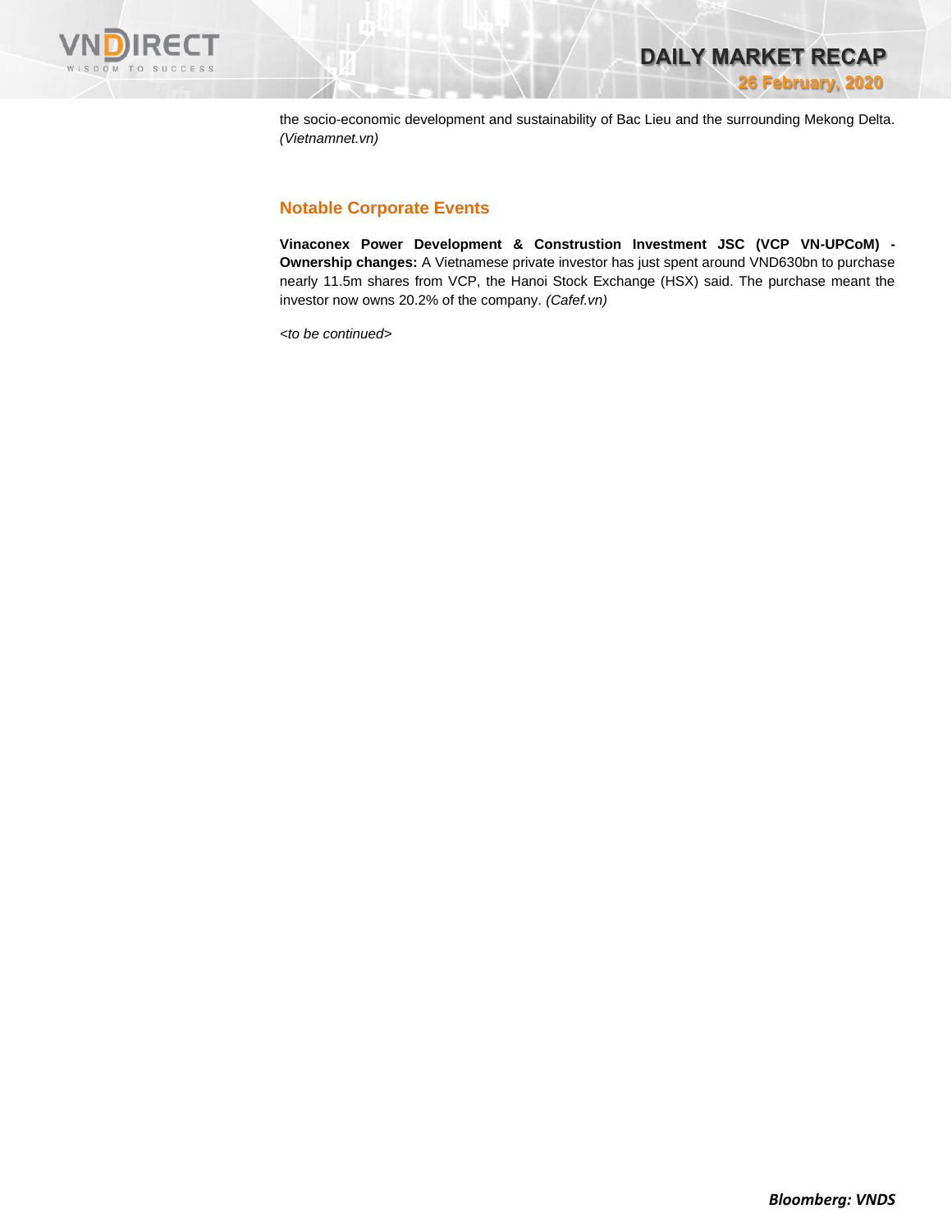the socio-economic development and sustainability of Bac Lieu and the surrounding Mekong Delta. *(Vietnamnet.vn)*

## Notable Corporate Events

**Vinaconex Power Development & Construstion Investment JSC (VCP VN-UPCoM) - Ownership changes:** A Vietnamese private investor has just spent around VND630bn to purchase nearly 11.5m shares from VCP, the Hanoi Stock Exchange (HSX) said. The purchase meant the investor now owns 20.2% of the company. *(Cafef.vn)*

*<to be continued>*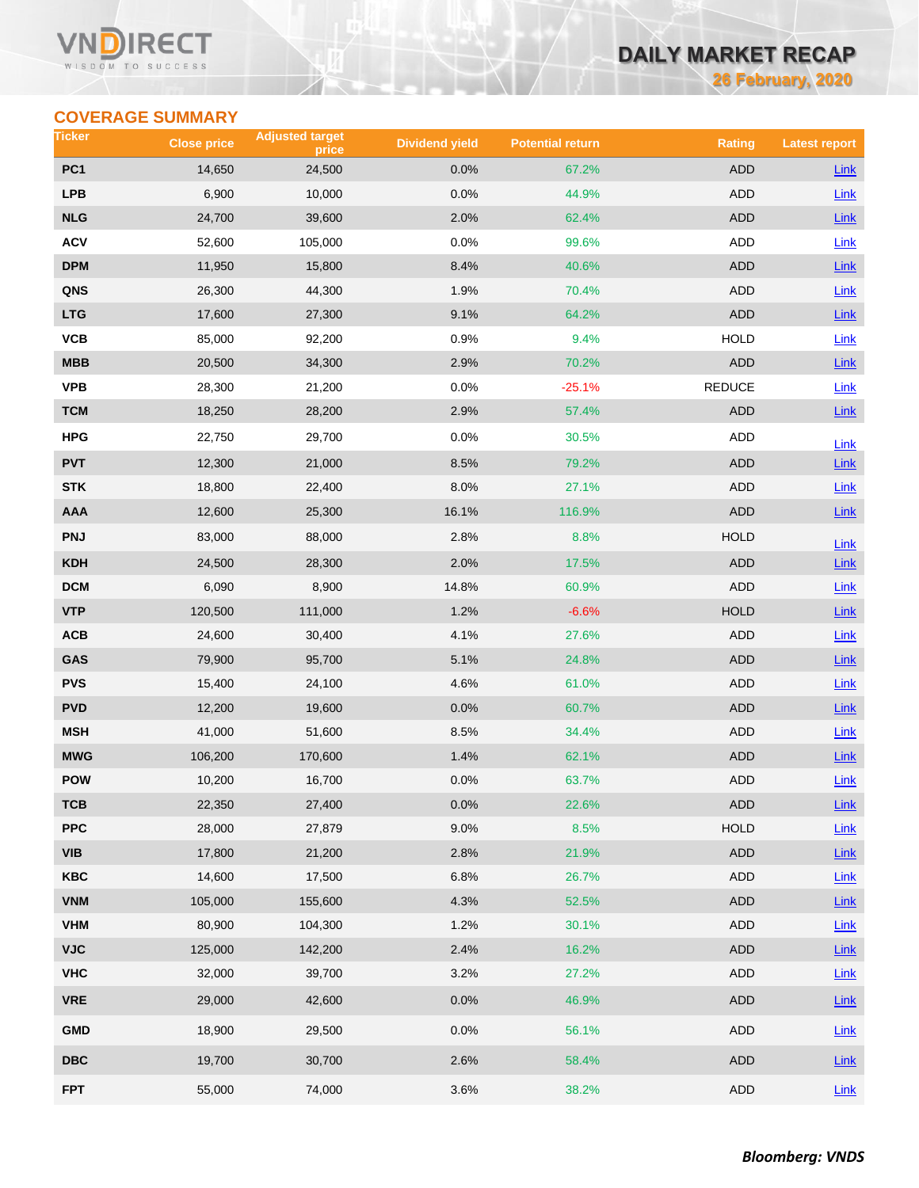# DAILY MARKET RECAP

26 February, 2020

## COVERAGE SUMMARY

| Ticker | Close price | Adjusted target price | Dividend yield | Potential return | Rating | Latest report |
|---|---|---|---|---|---|---|
| PC1 | 14,650 | 24,500 | 0.0% | 67.2% | ADD | Link |
| LPB | 6,900 | 10,000 | 0.0% | 44.9% | ADD | Link |
| NLG | 24,700 | 39,600 | 2.0% | 62.4% | ADD | Link |
| ACV | 52,600 | 105,000 | 0.0% | 99.6% | ADD | Link |
| DPM | 11,950 | 15,800 | 8.4% | 40.6% | ADD | Link |
| QNS | 26,300 | 44,300 | 1.9% | 70.4% | ADD | Link |
| LTG | 17,600 | 27,300 | 9.1% | 64.2% | ADD | Link |
| VCB | 85,000 | 92,200 | 0.9% | 9.4% | HOLD | Link |
| MBB | 20,500 | 34,300 | 2.9% | 70.2% | ADD | Link |
| VPB | 28,300 | 21,200 | 0.0% | -25.1% | REDUCE | Link |
| TCM | 18,250 | 28,200 | 2.9% | 57.4% | ADD | Link |
| HPG | 22,750 | 29,700 | 0.0% | 30.5% | ADD | Link |
| PVT | 12,300 | 21,000 | 8.5% | 79.2% | ADD | Link |
| STK | 18,800 | 22,400 | 8.0% | 27.1% | ADD | Link |
| AAA | 12,600 | 25,300 | 16.1% | 116.9% | ADD | Link |
| PNJ | 83,000 | 88,000 | 2.8% | 8.8% | HOLD | Link |
| KDH | 24,500 | 28,300 | 2.0% | 17.5% | ADD | Link |
| DCM | 6,090 | 8,900 | 14.8% | 60.9% | ADD | Link |
| VTP | 120,500 | 111,000 | 1.2% | -6.6% | HOLD | Link |
| ACB | 24,600 | 30,400 | 4.1% | 27.6% | ADD | Link |
| GAS | 79,900 | 95,700 | 5.1% | 24.8% | ADD | Link |
| PVS | 15,400 | 24,100 | 4.6% | 61.0% | ADD | Link |
| PVD | 12,200 | 19,600 | 0.0% | 60.7% | ADD | Link |
| MSH | 41,000 | 51,600 | 8.5% | 34.4% | ADD | Link |
| MWG | 106,200 | 170,600 | 1.4% | 62.1% | ADD | Link |
| POW | 10,200 | 16,700 | 0.0% | 63.7% | ADD | Link |
| TCB | 22,350 | 27,400 | 0.0% | 22.6% | ADD | Link |
| PPC | 28,000 | 27,879 | 9.0% | 8.5% | HOLD | Link |
| VIB | 17,800 | 21,200 | 2.8% | 21.9% | ADD | Link |
| KBC | 14,600 | 17,500 | 6.8% | 26.7% | ADD | Link |
| VNM | 105,000 | 155,600 | 4.3% | 52.5% | ADD | Link |
| VHM | 80,900 | 104,300 | 1.2% | 30.1% | ADD | Link |
| VJC | 125,000 | 142,200 | 2.4% | 16.2% | ADD | Link |
| VHC | 32,000 | 39,700 | 3.2% | 27.2% | ADD | Link |
| VRE | 29,000 | 42,600 | 0.0% | 46.9% | ADD | Link |
| GMD | 18,900 | 29,500 | 0.0% | 56.1% | ADD | Link |
| DBC | 19,700 | 30,700 | 2.6% | 58.4% | ADD | Link |
| FPT | 55,000 | 74,000 | 3.6% | 38.2% | ADD | Link |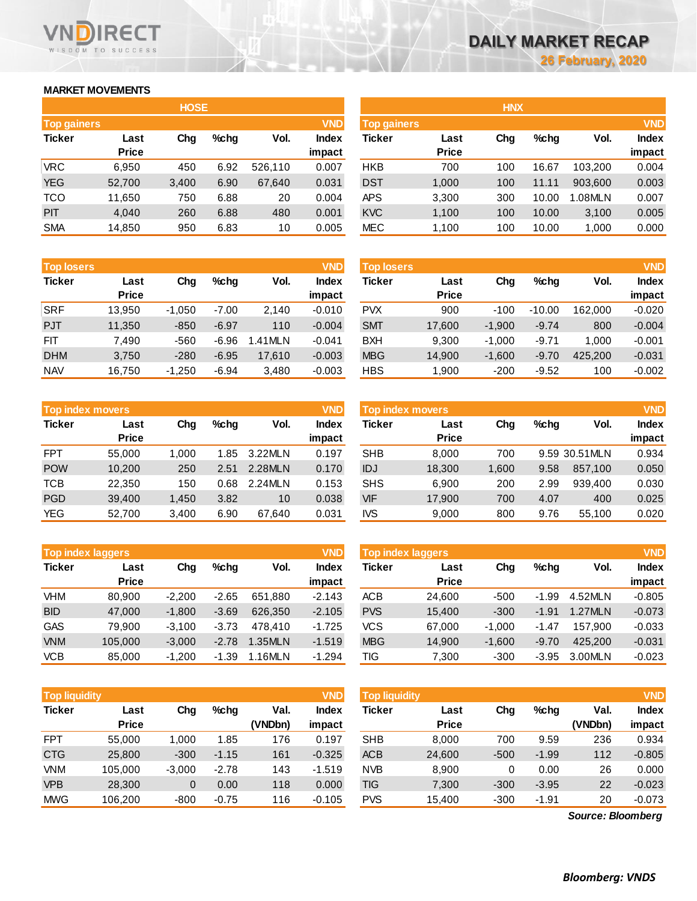# DAILY MARKET RECAP

*26 February, 2020*

## MARKET MOVEMENTS

### HOSE

**Top gainers** (VND)

| Ticker | Last Price | Chg | %chg | Vol. | Index impact |
|---|---|---|---|---|---|
| VRC | 6,950 | 450 | 6.92 | 526,110 | 0.007 |
| YEG | 52,700 | 3,400 | 6.90 | 67,640 | 0.031 |
| TCO | 11,650 | 750 | 6.88 | 20 | 0.004 |
| PIT | 4,040 | 260 | 6.88 | 480 | 0.001 |
| SMA | 14,850 | 950 | 6.83 | 10 | 0.005 |

**Top losers** (VND)

| Ticker | Last Price | Chg | %chg | Vol. | Index impact |
|---|---|---|---|---|---|
| SRF | 13,950 | -1,050 | -7.00 | 2,140 | -0.010 |
| PJT | 11,350 | -850 | -6.97 | 110 | -0.004 |
| FIT | 7,490 | -560 | -6.96 | 1.41MLN | -0.041 |
| DHM | 3,750 | -280 | -6.95 | 17,610 | -0.003 |
| NAV | 16,750 | -1,250 | -6.94 | 3,480 | -0.003 |

**Top index movers** (VND)

| Ticker | Last Price | Chg | %chg | Vol. | Index impact |
|---|---|---|---|---|---|
| FPT | 55,000 | 1,000 | 1.85 | 3.22MLN | 0.197 |
| POW | 10,200 | 250 | 2.51 | 2.28MLN | 0.170 |
| TCB | 22,350 | 150 | 0.68 | 2.24MLN | 0.153 |
| PGD | 39,400 | 1,450 | 3.82 | 10 | 0.038 |
| YEG | 52,700 | 3,400 | 6.90 | 67,640 | 0.031 |

**Top index laggers** (VND)

| Ticker | Last Price | Chg | %chg | Vol. | Index impact |
|---|---|---|---|---|---|
| VHM | 80,900 | -2,200 | -2.65 | 651,880 | -2.143 |
| BID | 47,000 | -1,800 | -3.69 | 626,350 | -2.105 |
| GAS | 79,900 | -3,100 | -3.73 | 478,410 | -1.725 |
| VNM | 105,000 | -3,000 | -2.78 | 1.35MLN | -1.519 |
| VCB | 85,000 | -1,200 | -1.39 | 1.16MLN | -1.294 |

**Top liquidity** (VND)

| Ticker | Last Price | Chg | %chg | Val. (VNDbn) | Index impact |
|---|---|---|---|---|---|
| FPT | 55,000 | 1,000 | 1.85 | 176 | 0.197 |
| CTG | 25,800 | -300 | -1.15 | 161 | -0.325 |
| VNM | 105,000 | -3,000 | -2.78 | 143 | -1.519 |
| VPB | 28,300 | 0 | 0.00 | 118 | 0.000 |
| MWG | 106,200 | -800 | -0.75 | 116 | -0.105 |

### HNX

**Top gainers** (VND)

| Ticker | Last Price | Chg | %chg | Vol. | Index impact |
|---|---|---|---|---|---|
| HKB | 700 | 100 | 16.67 | 103,200 | 0.004 |
| DST | 1,000 | 100 | 11.11 | 903,600 | 0.003 |
| APS | 3,300 | 300 | 10.00 | 1.08MLN | 0.007 |
| KVC | 1,100 | 100 | 10.00 | 3,100 | 0.005 |
| MEC | 1,100 | 100 | 10.00 | 1,000 | 0.000 |

**Top losers** (VND)

| Ticker | Last Price | Chg | %chg | Vol. | Index impact |
|---|---|---|---|---|---|
| PVX | 900 | -100 | -10.00 | 162,000 | -0.020 |
| SMT | 17,600 | -1,900 | -9.74 | 800 | -0.004 |
| BXH | 9,300 | -1,000 | -9.71 | 1,000 | -0.001 |
| MBG | 14,900 | -1,600 | -9.70 | 425,200 | -0.031 |
| HBS | 1,900 | -200 | -9.52 | 100 | -0.002 |

**Top index movers** (VND)

| Ticker | Last Price | Chg | %chg | Vol. | Index impact |
|---|---|---|---|---|---|
| SHB | 8,000 | 700 | 9.59 | 30.51MLN | 0.934 |
| IDJ | 18,300 | 1,600 | 9.58 | 857,100 | 0.050 |
| SHS | 6,900 | 200 | 2.99 | 939,400 | 0.030 |
| VIF | 17,900 | 700 | 4.07 | 400 | 0.025 |
| IVS | 9,000 | 800 | 9.76 | 55,100 | 0.020 |

**Top index laggers** (VND)

| Ticker | Last Price | Chg | %chg | Vol. | Index impact |
|---|---|---|---|---|---|
| ACB | 24,600 | -500 | -1.99 | 4.52MLN | -0.805 |
| PVS | 15,400 | -300 | -1.91 | 1.27MLN | -0.073 |
| VCS | 67,000 | -1,000 | -1.47 | 157,900 | -0.033 |
| MBG | 14,900 | -1,600 | -9.70 | 425,200 | -0.031 |
| TIG | 7,300 | -300 | -3.95 | 3.00MLN | -0.023 |

**Top liquidity** (VND)

| Ticker | Last Price | Chg | %chg | Val. (VNDbn) | Index impact |
|---|---|---|---|---|---|
| SHB | 8,000 | 700 | 9.59 | 236 | 0.934 |
| ACB | 24,600 | -500 | -1.99 | 112 | -0.805 |
| NVB | 8,900 | 0 | 0.00 | 26 | 0.000 |
| TIG | 7,300 | -300 | -3.95 | 22 | -0.023 |
| PVS | 15,400 | -300 | -1.91 | 20 | -0.073 |

*Source: Bloomberg*

**Bloomberg: VNDS**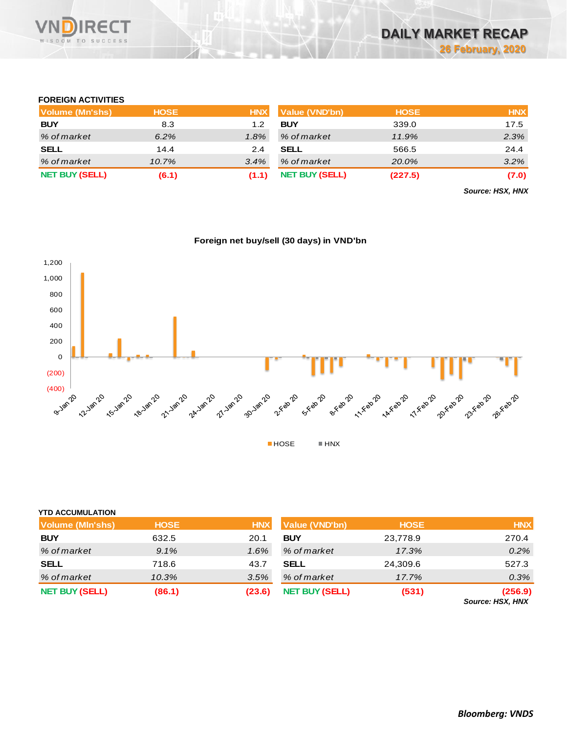## FOREIGN ACTIVITIES

| Volume (Mn'shs) | HOSE | HNX |
|---|---|---|
| **BUY** | 8.3 | 1.2 |
| *% of market* | *6.2%* | *1.8%* |
| **SELL** | 14.4 | 2.4 |
| *% of market* | *10.7%* | *3.4%* |
| **NET BUY (SELL)** | **(6.1)** | **(1.1)** |

| Value (VND'bn) | HOSE | HNX |
|---|---|---|
| **BUY** | 339.0 | 17.5 |
| *% of market* | *11.9%* | *2.3%* |
| **SELL** | 566.5 | 24.4 |
| *% of market* | *20.0%* | *3.2%* |
| **NET BUY (SELL)** | **(227.5)** | **(7.0)** |

***Source: HSX, HNX***

**Foreign net buy/sell (30 days) in VND'bn**

1,200
1,000
800
600
400
200
0
(200)
(400)

9-Jan 20, 12-Jan 20, 15-Jan 20, 18-Jan 20, 21-Jan 20, 24-Jan 20, 27-Jan 20, 30-Jan 20, 2-Feb 20, 5-Feb 20, 8-Feb 20, 11-Feb 20, 14-Feb 20, 17-Feb 20, 20-Feb 20, 23-Feb 20, 26-Feb 20

HOSE HNX

## YTD ACCUMULATION

| Volume (Mln'shs) | HOSE | HNX |
|---|---|---|
| **BUY** | 632.5 | 20.1 |
| *% of market* | *9.1%* | *1.6%* |
| **SELL** | 718.6 | 43.7 |
| *% of market* | *10.3%* | *3.5%* |
| **NET BUY (SELL)** | **(86.1)** | **(23.6)** |

| Value (VND'bn) | HOSE | HNX |
|---|---|---|
| **BUY** | 23,778.9 | 270.4 |
| *% of market* | *17.3%* | *0.2%* |
| **SELL** | 24,309.6 | 527.3 |
| *% of market* | *17.7%* | *0.3%* |
| **NET BUY (SELL)** | **(531)** | **(256.9)** |

***Source: HSX, HNX***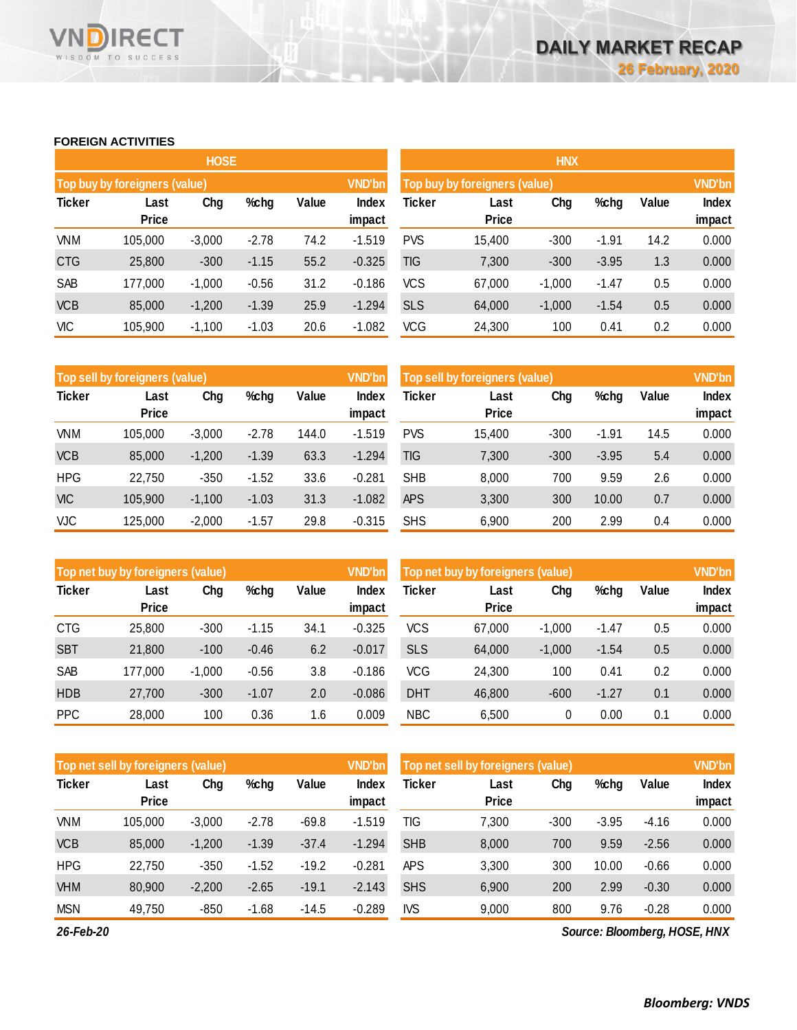## FOREIGN ACTIVITIES

### HOSE

| Top buy by foreigners (value) | | | | | VND'bn |
|---|---|---|---|---|---|
| Ticker | Last Price | Chg | %chg | Value | Index impact |
| VNM | 105,000 | -3,000 | -2.78 | 74.2 | -1.519 |
| CTG | 25,800 | -300 | -1.15 | 55.2 | -0.325 |
| SAB | 177,000 | -1,000 | -0.56 | 31.2 | -0.186 |
| VCB | 85,000 | -1,200 | -1.39 | 25.9 | -1.294 |
| VIC | 105,900 | -1,100 | -1.03 | 20.6 | -1.082 |

| Top sell by foreigners (value) | | | | | VND'bn |
|---|---|---|---|---|---|
| Ticker | Last Price | Chg | %chg | Value | Index impact |
| VNM | 105,000 | -3,000 | -2.78 | 144.0 | -1.519 |
| VCB | 85,000 | -1,200 | -1.39 | 63.3 | -1.294 |
| HPG | 22,750 | -350 | -1.52 | 33.6 | -0.281 |
| VIC | 105,900 | -1,100 | -1.03 | 31.3 | -1.082 |
| VJC | 125,000 | -2,000 | -1.57 | 29.8 | -0.315 |

| Top net buy by foreigners (value) | | | | | VND'bn |
|---|---|---|---|---|---|
| Ticker | Last Price | Chg | %chg | Value | Index impact |
| CTG | 25,800 | -300 | -1.15 | 34.1 | -0.325 |
| SBT | 21,800 | -100 | -0.46 | 6.2 | -0.017 |
| SAB | 177,000 | -1,000 | -0.56 | 3.8 | -0.186 |
| HDB | 27,700 | -300 | -1.07 | 2.0 | -0.086 |
| PPC | 28,000 | 100 | 0.36 | 1.6 | 0.009 |

| Top net sell by foreigners (value) | | | | | VND'bn |
|---|---|---|---|---|---|
| Ticker | Last Price | Chg | %chg | Value | Index impact |
| VNM | 105,000 | -3,000 | -2.78 | -69.8 | -1.519 |
| VCB | 85,000 | -1,200 | -1.39 | -37.4 | -1.294 |
| HPG | 22,750 | -350 | -1.52 | -19.2 | -0.281 |
| VHM | 80,900 | -2,200 | -2.65 | -19.1 | -2.143 |
| MSN | 49,750 | -850 | -1.68 | -14.5 | -0.289 |

### HNX

| Top buy by foreigners (value) | | | | | VND'bn |
|---|---|---|---|---|---|
| Ticker | Last Price | Chg | %chg | Value | Index impact |
| PVS | 15,400 | -300 | -1.91 | 14.2 | 0.000 |
| TIG | 7,300 | -300 | -3.95 | 1.3 | 0.000 |
| VCS | 67,000 | -1,000 | -1.47 | 0.5 | 0.000 |
| SLS | 64,000 | -1,000 | -1.54 | 0.5 | 0.000 |
| VCG | 24,300 | 100 | 0.41 | 0.2 | 0.000 |

| Top sell by foreigners (value) | | | | | VND'bn |
|---|---|---|---|---|---|
| Ticker | Last Price | Chg | %chg | Value | Index impact |
| PVS | 15,400 | -300 | -1.91 | 14.5 | 0.000 |
| TIG | 7,300 | -300 | -3.95 | 5.4 | 0.000 |
| SHB | 8,000 | 700 | 9.59 | 2.6 | 0.000 |
| APS | 3,300 | 300 | 10.00 | 0.7 | 0.000 |
| SHS | 6,900 | 200 | 2.99 | 0.4 | 0.000 |

| Top net buy by foreigners (value) | | | | | VND'bn |
|---|---|---|---|---|---|
| Ticker | Last Price | Chg | %chg | Value | Index impact |
| VCS | 67,000 | -1,000 | -1.47 | 0.5 | 0.000 |
| SLS | 64,000 | -1,000 | -1.54 | 0.5 | 0.000 |
| VCG | 24,300 | 100 | 0.41 | 0.2 | 0.000 |
| DHT | 46,800 | -600 | -1.27 | 0.1 | 0.000 |
| NBC | 6,500 | 0 | 0.00 | 0.1 | 0.000 |

| Top net sell by foreigners (value) | | | | | VND'bn |
|---|---|---|---|---|---|
| Ticker | Last Price | Chg | %chg | Value | Index impact |
| TIG | 7,300 | -300 | -3.95 | -4.16 | 0.000 |
| SHB | 8,000 | 700 | 9.59 | -2.56 | 0.000 |
| APS | 3,300 | 300 | 10.00 | -0.66 | 0.000 |
| SHS | 6,900 | 200 | 2.99 | -0.30 | 0.000 |
| IVS | 9,000 | 800 | 9.76 | -0.28 | 0.000 |

*26-Feb-20*

*Source: Bloomberg, HOSE, HNX*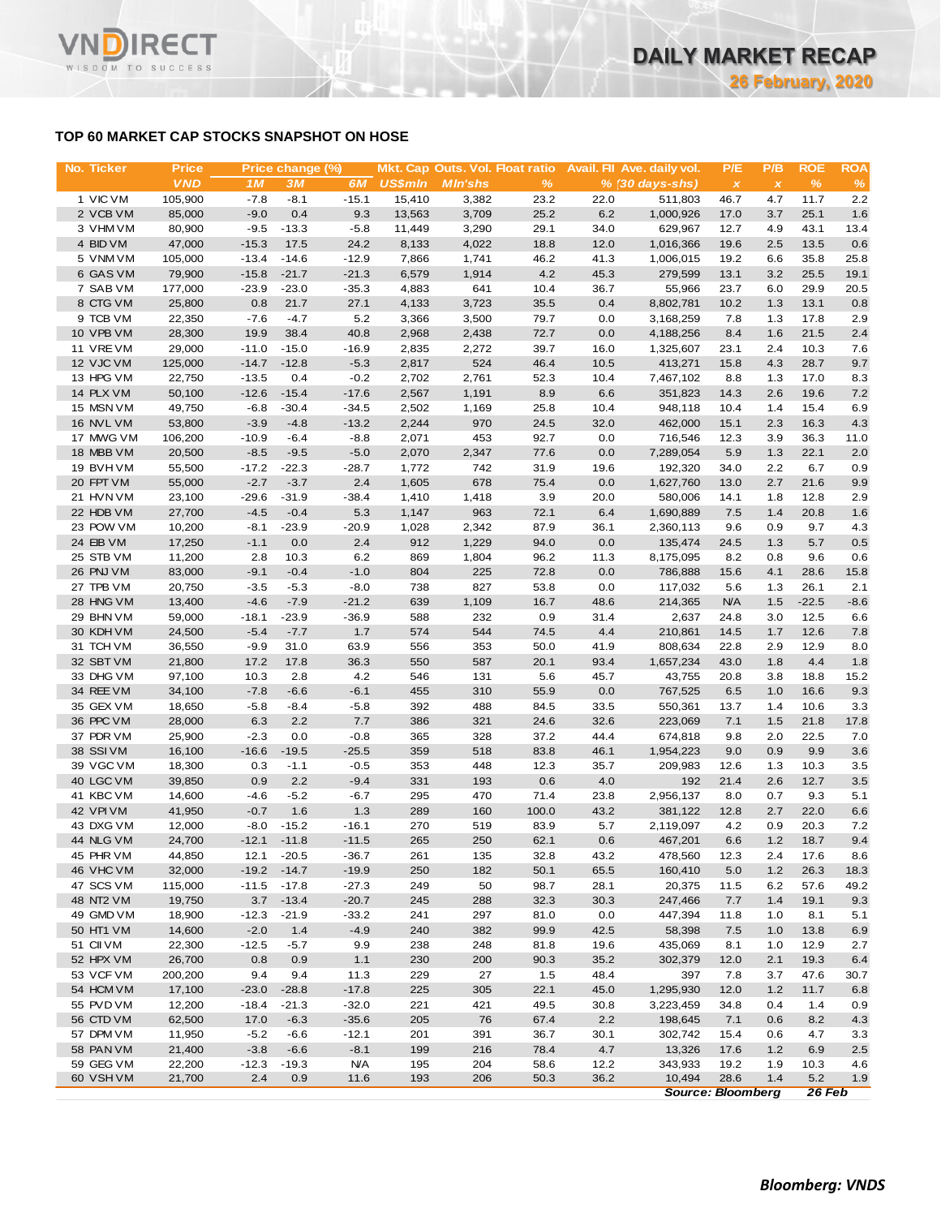## TOP 60 MARKET CAP STOCKS SNAPSHOT ON HOSE

| No. | Ticker | Price | Price change (%) | | | Mkt. Cap | Outs. Vol. | Float ratio | Avail. FII | Ave. daily vol. | P/E | P/B | ROE | ROA |
|---|---|---|---|---|---|---|---|---|---|---|---|---|---|---|
| | | VND | 1M | 3M | 6M | US$mln | Mln'shs | % | % | (30 days-shs) | x | x | % | % |
| 1 | VIC VM | 105,900 | -7.8 | -8.1 | -15.1 | 15,410 | 3,382 | 23.2 | 22.0 | 511,803 | 46.7 | 4.7 | 11.7 | 2.2 |
| 2 | VCB VM | 85,000 | -9.0 | 0.4 | 9.3 | 13,563 | 3,709 | 25.2 | 6.2 | 1,000,926 | 17.0 | 3.7 | 25.1 | 1.6 |
| 3 | VHM VM | 80,900 | -9.5 | -13.3 | -5.8 | 11,449 | 3,290 | 29.1 | 34.0 | 629,967 | 12.7 | 4.9 | 43.1 | 13.4 |
| 4 | BID VM | 47,000 | -15.3 | 17.5 | 24.2 | 8,133 | 4,022 | 18.8 | 12.0 | 1,016,366 | 19.6 | 2.5 | 13.5 | 0.6 |
| 5 | VNM VM | 105,000 | -13.4 | -14.6 | -12.9 | 7,866 | 1,741 | 46.2 | 41.3 | 1,006,015 | 19.2 | 6.6 | 35.8 | 25.8 |
| 6 | GAS VM | 79,900 | -15.8 | -21.7 | -21.3 | 6,579 | 1,914 | 4.2 | 45.3 | 279,599 | 13.1 | 3.2 | 25.5 | 19.1 |
| 7 | SAB VM | 177,000 | -23.9 | -23.0 | -35.3 | 4,883 | 641 | 10.4 | 36.7 | 55,966 | 23.7 | 6.0 | 29.9 | 20.5 |
| 8 | CTG VM | 25,800 | 0.8 | 21.7 | 27.1 | 4,133 | 3,723 | 35.5 | 0.4 | 8,802,781 | 10.2 | 1.3 | 13.1 | 0.8 |
| 9 | TCB VM | 22,350 | -7.6 | -4.7 | 5.2 | 3,366 | 3,500 | 79.7 | 0.0 | 3,168,259 | 7.8 | 1.3 | 17.8 | 2.9 |
| 10 | VPB VM | 28,300 | 19.9 | 38.4 | 40.8 | 2,968 | 2,438 | 72.7 | 0.0 | 4,188,256 | 8.4 | 1.6 | 21.5 | 2.4 |
| 11 | VRE VM | 29,000 | -11.0 | -15.0 | -16.9 | 2,835 | 2,272 | 39.7 | 16.0 | 1,325,607 | 23.1 | 2.4 | 10.3 | 7.6 |
| 12 | VJC VM | 125,000 | -14.7 | -12.8 | -5.3 | 2,817 | 524 | 46.4 | 10.5 | 413,271 | 15.8 | 4.3 | 28.7 | 9.7 |
| 13 | HPG VM | 22,750 | -13.5 | 0.4 | -0.2 | 2,702 | 2,761 | 52.3 | 10.4 | 7,467,102 | 8.8 | 1.3 | 17.0 | 8.3 |
| 14 | PLX VM | 50,100 | -12.6 | -15.4 | -17.6 | 2,567 | 1,191 | 8.9 | 6.6 | 351,823 | 14.3 | 2.6 | 19.6 | 7.2 |
| 15 | MSN VM | 49,750 | -6.8 | -30.4 | -34.5 | 2,502 | 1,169 | 25.8 | 10.4 | 948,118 | 10.4 | 1.4 | 15.4 | 6.9 |
| 16 | NVL VM | 53,800 | -3.9 | -4.8 | -13.2 | 2,244 | 970 | 24.5 | 32.0 | 462,000 | 15.1 | 2.3 | 16.3 | 4.3 |
| 17 | MWG VM | 106,200 | -10.9 | -6.4 | -8.8 | 2,071 | 453 | 92.7 | 0.0 | 716,546 | 12.3 | 3.9 | 36.3 | 11.0 |
| 18 | MBB VM | 20,500 | -8.5 | -9.5 | -5.0 | 2,070 | 2,347 | 77.6 | 0.0 | 7,289,054 | 5.9 | 1.3 | 22.1 | 2.0 |
| 19 | BVH VM | 55,500 | -17.2 | -22.3 | -28.7 | 1,772 | 742 | 31.9 | 19.6 | 192,320 | 34.0 | 2.2 | 6.7 | 0.9 |
| 20 | FPT VM | 55,000 | -2.7 | -3.7 | 2.4 | 1,605 | 678 | 75.4 | 0.0 | 1,627,760 | 13.0 | 2.7 | 21.6 | 9.9 |
| 21 | HVN VM | 23,100 | -29.6 | -31.9 | -38.4 | 1,410 | 1,418 | 3.9 | 20.0 | 580,006 | 14.1 | 1.8 | 12.8 | 2.9 |
| 22 | HDB VM | 27,700 | -4.5 | -0.4 | 5.3 | 1,147 | 963 | 72.1 | 6.4 | 1,690,889 | 7.5 | 1.4 | 20.8 | 1.6 |
| 23 | POW VM | 10,200 | -8.1 | -23.9 | -20.9 | 1,028 | 2,342 | 87.9 | 36.1 | 2,360,113 | 9.6 | 0.9 | 9.7 | 4.3 |
| 24 | EIB VM | 17,250 | -1.1 | 0.0 | 2.4 | 912 | 1,229 | 94.0 | 0.0 | 135,474 | 24.5 | 1.3 | 5.7 | 0.5 |
| 25 | STB VM | 11,200 | 2.8 | 10.3 | 6.2 | 869 | 1,804 | 96.2 | 11.3 | 8,175,095 | 8.2 | 0.8 | 9.6 | 0.6 |
| 26 | PNJ VM | 83,000 | -9.1 | -0.4 | -1.0 | 804 | 225 | 72.8 | 0.0 | 786,888 | 15.6 | 4.1 | 28.6 | 15.8 |
| 27 | TPB VM | 20,750 | -3.5 | -5.3 | -8.0 | 738 | 827 | 53.8 | 0.0 | 117,032 | 5.6 | 1.3 | 26.1 | 2.1 |
| 28 | HNG VM | 13,400 | -4.6 | -7.9 | -21.2 | 639 | 1,109 | 16.7 | 48.6 | 214,365 | N/A | 1.5 | -22.5 | -8.6 |
| 29 | BHN VM | 59,000 | -18.1 | -23.9 | -36.9 | 588 | 232 | 0.9 | 31.4 | 2,637 | 24.8 | 3.0 | 12.5 | 6.6 |
| 30 | KDH VM | 24,500 | -5.4 | -7.7 | 1.7 | 574 | 544 | 74.5 | 4.4 | 210,861 | 14.5 | 1.7 | 12.6 | 7.8 |
| 31 | TCH VM | 36,550 | -9.9 | 31.0 | 63.9 | 556 | 353 | 50.0 | 41.9 | 808,634 | 22.8 | 2.9 | 12.9 | 8.0 |
| 32 | SBT VM | 21,800 | 17.2 | 17.8 | 36.3 | 550 | 587 | 20.1 | 93.4 | 1,657,234 | 43.0 | 1.8 | 4.4 | 1.8 |
| 33 | DHG VM | 97,100 | 10.3 | 2.8 | 4.2 | 546 | 131 | 5.6 | 45.7 | 43,755 | 20.8 | 3.8 | 18.8 | 15.2 |
| 34 | REE VM | 34,100 | -7.8 | -6.6 | -6.1 | 455 | 310 | 55.9 | 0.0 | 767,525 | 6.5 | 1.0 | 16.6 | 9.3 |
| 35 | GEX VM | 18,650 | -5.8 | -8.4 | -5.8 | 392 | 488 | 84.5 | 33.5 | 550,361 | 13.7 | 1.4 | 10.6 | 3.3 |
| 36 | PPC VM | 28,000 | 6.3 | 2.2 | 7.7 | 386 | 321 | 24.6 | 32.6 | 223,069 | 7.1 | 1.5 | 21.8 | 17.8 |
| 37 | PDR VM | 25,900 | -2.3 | 0.0 | -0.8 | 365 | 328 | 37.2 | 44.4 | 674,818 | 9.8 | 2.0 | 22.5 | 7.0 |
| 38 | SSI VM | 16,100 | -16.6 | -19.5 | -25.5 | 359 | 518 | 83.8 | 46.1 | 1,954,223 | 9.0 | 0.9 | 9.9 | 3.6 |
| 39 | VGC VM | 18,300 | 0.3 | -1.1 | -0.5 | 353 | 448 | 12.3 | 35.7 | 209,983 | 12.6 | 1.3 | 10.3 | 3.5 |
| 40 | LGC VM | 39,850 | 0.9 | 2.2 | -9.4 | 331 | 193 | 0.6 | 4.0 | 192 | 21.4 | 2.6 | 12.7 | 3.5 |
| 41 | KBC VM | 14,600 | -4.6 | -5.2 | -6.7 | 295 | 470 | 71.4 | 23.8 | 2,956,137 | 8.0 | 0.7 | 9.3 | 5.1 |
| 42 | VPI VM | 41,950 | -0.7 | 1.6 | 1.3 | 289 | 160 | 100.0 | 43.2 | 381,122 | 12.8 | 2.7 | 22.0 | 6.6 |
| 43 | DXG VM | 12,000 | -8.0 | -15.2 | -16.1 | 270 | 519 | 83.9 | 5.7 | 2,119,097 | 4.2 | 0.9 | 20.3 | 7.2 |
| 44 | NLG VM | 24,700 | -12.1 | -11.8 | -11.5 | 265 | 250 | 62.1 | 0.6 | 467,201 | 6.6 | 1.2 | 18.7 | 9.4 |
| 45 | PHR VM | 44,850 | 12.1 | -20.5 | -36.7 | 261 | 135 | 32.8 | 43.2 | 478,560 | 12.3 | 2.4 | 17.6 | 8.6 |
| 46 | VHC VM | 32,000 | -19.2 | -14.7 | -19.9 | 250 | 182 | 50.1 | 65.5 | 160,410 | 5.0 | 1.2 | 26.3 | 18.3 |
| 47 | SCS VM | 115,000 | -11.5 | -17.8 | -27.3 | 249 | 50 | 98.7 | 28.1 | 20,375 | 11.5 | 6.2 | 57.6 | 49.2 |
| 48 | NT2 VM | 19,750 | 3.7 | -13.4 | -20.7 | 245 | 288 | 32.3 | 30.3 | 247,466 | 7.7 | 1.4 | 19.1 | 9.3 |
| 49 | GMD VM | 18,900 | -12.3 | -21.9 | -33.2 | 241 | 297 | 81.0 | 0.0 | 447,394 | 11.8 | 1.0 | 8.1 | 5.1 |
| 50 | HT1 VM | 14,600 | -2.0 | 1.4 | -4.9 | 240 | 382 | 99.9 | 42.5 | 58,398 | 7.5 | 1.0 | 13.8 | 6.9 |
| 51 | CII VM | 22,300 | -12.5 | -5.7 | 9.9 | 238 | 248 | 81.8 | 19.6 | 435,069 | 8.1 | 1.0 | 12.9 | 2.7 |
| 52 | HPX VM | 26,700 | 0.8 | 0.9 | 1.1 | 230 | 200 | 90.3 | 35.2 | 302,379 | 12.0 | 2.1 | 19.3 | 6.4 |
| 53 | VCF VM | 200,200 | 9.4 | 9.4 | 11.3 | 229 | 27 | 1.5 | 48.4 | 397 | 7.8 | 3.7 | 47.6 | 30.7 |
| 54 | HCM VM | 17,100 | -23.0 | -28.8 | -17.8 | 225 | 305 | 22.1 | 45.0 | 1,295,930 | 12.0 | 1.2 | 11.7 | 6.8 |
| 55 | PVD VM | 12,200 | -18.4 | -21.3 | -32.0 | 221 | 421 | 49.5 | 30.8 | 3,223,459 | 34.8 | 0.4 | 1.4 | 0.9 |
| 56 | CTD VM | 62,500 | 17.0 | -6.3 | -35.6 | 205 | 76 | 67.4 | 2.2 | 198,645 | 7.1 | 0.6 | 8.2 | 4.3 |
| 57 | DPM VM | 11,950 | -5.2 | -6.6 | -12.1 | 201 | 391 | 36.7 | 30.1 | 302,742 | 15.4 | 0.6 | 4.7 | 3.3 |
| 58 | PAN VM | 21,400 | -3.8 | -6.6 | -8.1 | 199 | 216 | 78.4 | 4.7 | 13,326 | 17.6 | 1.2 | 6.9 | 2.5 |
| 59 | GEG VM | 22,200 | -12.3 | -19.3 | N/A | 195 | 204 | 58.6 | 12.2 | 343,933 | 19.2 | 1.9 | 10.3 | 4.6 |
| 60 | VSH VM | 21,700 | 2.4 | 0.9 | 11.6 | 193 | 206 | 50.3 | 36.2 | 10,494 | 28.6 | 1.4 | 5.2 | 1.9 |

*Source: Bloomberg* *26 Feb*

***Bloomberg: VNDS***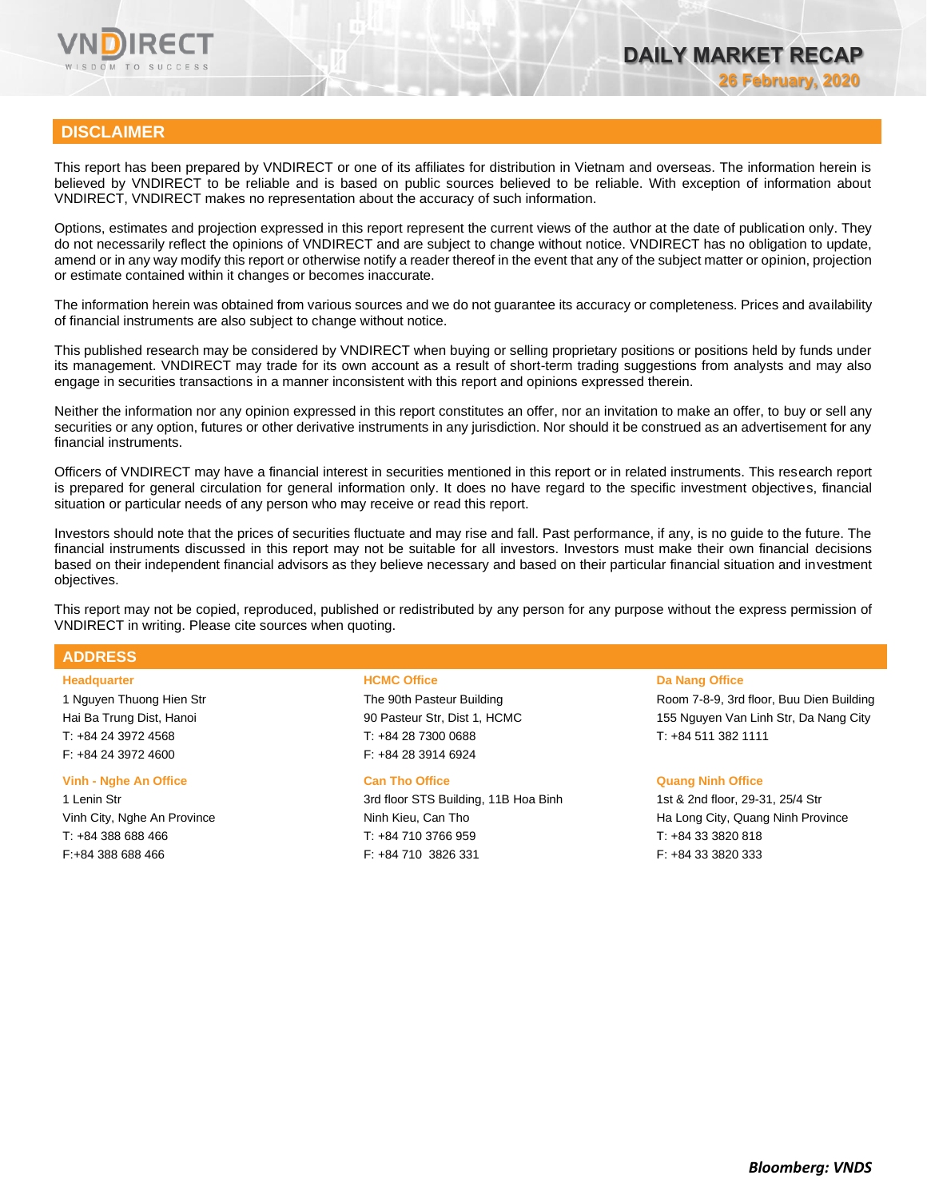## DISCLAIMER

This report has been prepared by VNDIRECT or one of its affiliates for distribution in Vietnam and overseas. The information herein is believed by VNDIRECT to be reliable and is based on public sources believed to be reliable. With exception of information about VNDIRECT, VNDIRECT makes no representation about the accuracy of such information.

Options, estimates and projection expressed in this report represent the current views of the author at the date of publication only. They do not necessarily reflect the opinions of VNDIRECT and are subject to change without notice. VNDIRECT has no obligation to update, amend or in any way modify this report or otherwise notify a reader thereof in the event that any of the subject matter or opinion, projection or estimate contained within it changes or becomes inaccurate.

The information herein was obtained from various sources and we do not guarantee its accuracy or completeness. Prices and availability of financial instruments are also subject to change without notice.

This published research may be considered by VNDIRECT when buying or selling proprietary positions or positions held by funds under its management. VNDIRECT may trade for its own account as a result of short-term trading suggestions from analysts and may also engage in securities transactions in a manner inconsistent with this report and opinions expressed therein.

Neither the information nor any opinion expressed in this report constitutes an offer, nor an invitation to make an offer, to buy or sell any securities or any option, futures or other derivative instruments in any jurisdiction. Nor should it be construed as an advertisement for any financial instruments.

Officers of VNDIRECT may have a financial interest in securities mentioned in this report or in related instruments. This research report is prepared for general circulation for general information only. It does no have regard to the specific investment objectives, financial situation or particular needs of any person who may receive or read this report.

Investors should note that the prices of securities fluctuate and may rise and fall. Past performance, if any, is no guide to the future. The financial instruments discussed in this report may not be suitable for all investors. Investors must make their own financial decisions based on their independent financial advisors as they believe necessary and based on their particular financial situation and investment objectives.

This report may not be copied, reproduced, published or redistributed by any person for any purpose without the express permission of VNDIRECT in writing. Please cite sources when quoting.

## ADDRESS

**Headquarter**
1 Nguyen Thuong Hien Str
Hai Ba Trung Dist, Hanoi
T: +84 24 3972 4568
F: +84 24 3972 4600

**HCMC Office**
The 90th Pasteur Building
90 Pasteur Str, Dist 1, HCMC
T: +84 28 7300 0688
F: +84 28 3914 6924

**Da Nang Office**
Room 7-8-9, 3rd floor, Buu Dien Building
155 Nguyen Van Linh Str, Da Nang City
T: +84 511 382 1111

**Vinh - Nghe An Office**
1 Lenin Str
Vinh City, Nghe An Province
T: +84 388 688 466
F:+84 388 688 466

**Can Tho Office**
3rd floor STS Building, 11B Hoa Binh
Ninh Kieu, Can Tho
T: +84 710 3766 959
F: +84 710 3826 331

**Quang Ninh Office**
1st & 2nd floor, 29-31, 25/4 Str
Ha Long City, Quang Ninh Province
T: +84 33 3820 818
F: +84 33 3820 333

***Bloomberg: VNDS***